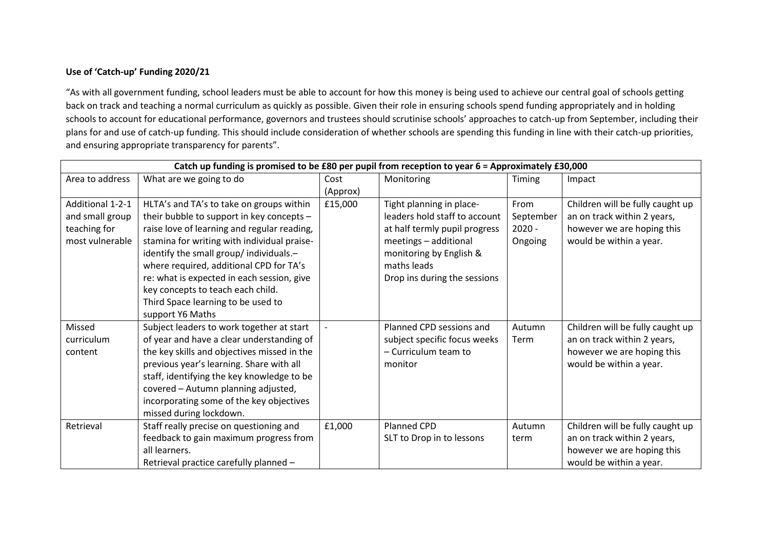**Use of 'Catch-up' Funding 2020/21**

"As with all government funding, school leaders must be able to account for how this money is being used to achieve our central goal of schools getting back on track and teaching a normal curriculum as quickly as possible. Given their role in ensuring schools spend funding appropriately and in holding schools to account for educational performance, governors and trustees should scrutinise schools' approaches to catch-up from September, including their plans for and use of catch-up funding. This should include consideration of whether schools are spending this funding in line with their catch-up priorities, and ensuring appropriate transparency for parents".

| **Catch up funding is promised to be £80 per pupil from reception to year 6 = Approximately £30,000** | | | | | |
|---|---|---|---|---|---|
| Area to address | What are we going to do | Cost (Approx) | Monitoring | Timing | Impact |
| Additional 1-2-1 and small group teaching for most vulnerable | HLTA's and TA's to take on groups within their bubble to support in key concepts – raise love of learning and regular reading, stamina for writing with individual praise- identify the small group/ individuals.– where required, additional CPD for TA's re: what is expected in each session, give key concepts to teach each child.<br>Third Space learning to be used to support Y6 Maths | £15,000 | Tight planning in place- leaders hold staff to account at half termly pupil progress meetings – additional monitoring by English & maths leads<br>Drop ins during the sessions | From September 2020 - Ongoing | Children will be fully caught up an on track within 2 years, however we are hoping this would be within a year. |
| Missed curriculum content | Subject leaders to work together at start of year and have a clear understanding of the key skills and objectives missed in the previous year's learning. Share with all staff, identifying the key knowledge to be covered – Autumn planning adjusted, incorporating some of the key objectives missed during lockdown. | - | Planned CPD sessions and subject specific focus weeks – Curriculum team to monitor | Autumn Term | Children will be fully caught up an on track within 2 years, however we are hoping this would be within a year. |
| Retrieval | Staff really precise on questioning and feedback to gain maximum progress from all learners.<br>Retrieval practice carefully planned – | £1,000 | Planned CPD<br>SLT to Drop in to lessons | Autumn term | Children will be fully caught up an on track within 2 years, however we are hoping this would be within a year. |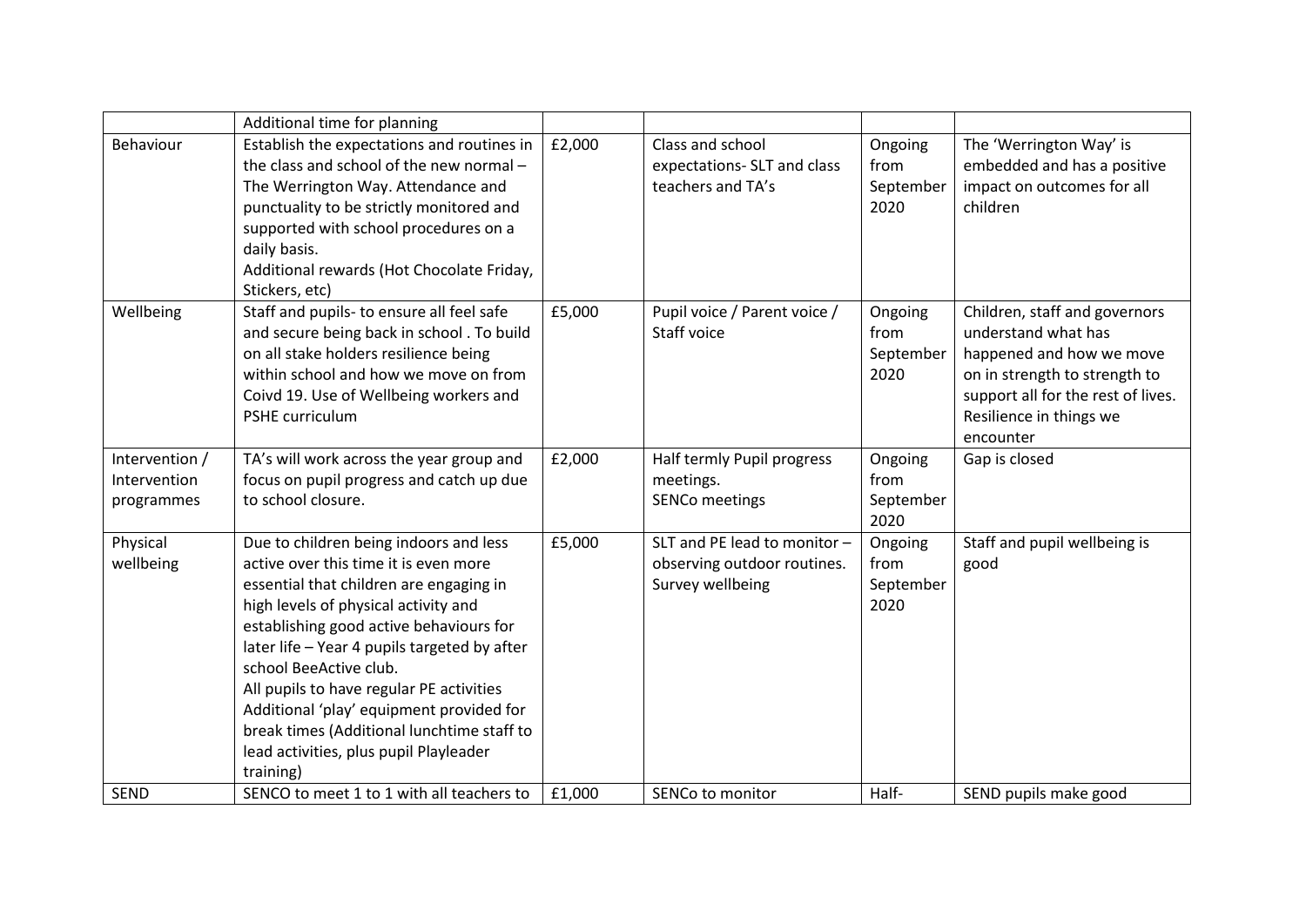| | | | | | |
|---|---|---|---|---|---|
| | Additional time for planning | | | | |
| Behaviour | Establish the expectations and routines in the class and school of the new normal – The Werrington Way. Attendance and punctuality to be strictly monitored and supported with school procedures on a daily basis.<br>Additional rewards (Hot Chocolate Friday, Stickers, etc) | £2,000 | Class and school expectations- SLT and class teachers and TA's | Ongoing from September 2020 | The 'Werrington Way' is embedded and has a positive impact on outcomes for all children |
| Wellbeing | Staff and pupils- to ensure all feel safe and secure being back in school . To build on all stake holders resilience being within school and how we move on from Coivd 19. Use of Wellbeing workers and PSHE curriculum | £5,000 | Pupil voice / Parent voice / Staff voice | Ongoing from September 2020 | Children, staff and governors understand what has happened and how we move on in strength to strength to support all for the rest of lives. Resilience in things we encounter |
| Intervention / Intervention programmes | TA's will work across the year group and focus on pupil progress and catch up due to school closure. | £2,000 | Half termly Pupil progress meetings.<br>SENCo meetings | Ongoing from September 2020 | Gap is closed |
| Physical wellbeing | Due to children being indoors and less active over this time it is even more essential that children are engaging in high levels of physical activity and establishing good active behaviours for later life – Year 4 pupils targeted by after school BeeActive club.<br>All pupils to have regular PE activities<br>Additional 'play' equipment provided for break times (Additional lunchtime staff to lead activities, plus pupil Playleader training) | £5,000 | SLT and PE lead to monitor – observing outdoor routines.<br>Survey wellbeing | Ongoing from September 2020 | Staff and pupil wellbeing is good |
| SEND | SENCO to meet 1 to 1 with all teachers to | £1,000 | SENCo to monitor | Half- | SEND pupils make good |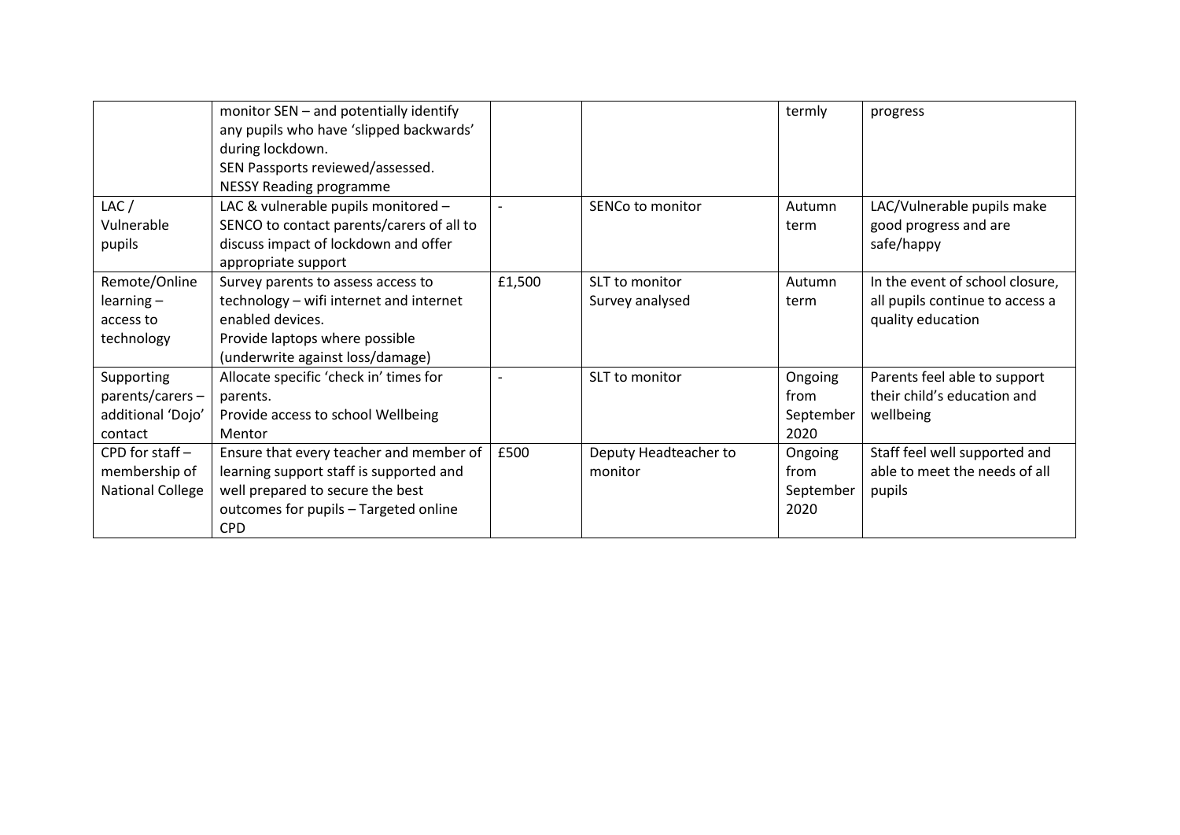| | | | | | |
|---|---|---|---|---|---|
| | monitor SEN – and potentially identify any pupils who have 'slipped backwards' during lockdown.<br>SEN Passports reviewed/assessed.<br>NESSY Reading programme | | | termly | progress |
| LAC / Vulnerable pupils | LAC & vulnerable pupils monitored – SENCO to contact parents/carers of all to discuss impact of lockdown and offer appropriate support | - | SENCo to monitor | Autumn term | LAC/Vulnerable pupils make good progress and are safe/happy |
| Remote/Online learning – access to technology | Survey parents to assess access to technology – wifi internet and internet enabled devices.<br>Provide laptops where possible (underwrite against loss/damage) | £1,500 | SLT to monitor<br>Survey analysed | Autumn term | In the event of school closure, all pupils continue to access a quality education |
| Supporting parents/carers – additional 'Dojo' contact | Allocate specific 'check in' times for parents.<br>Provide access to school Wellbeing Mentor | - | SLT to monitor | Ongoing from September 2020 | Parents feel able to support their child's education and wellbeing |
| CPD for staff – membership of National College | Ensure that every teacher and member of learning support staff is supported and well prepared to secure the best outcomes for pupils – Targeted online CPD | £500 | Deputy Headteacher to monitor | Ongoing from September 2020 | Staff feel well supported and able to meet the needs of all pupils |